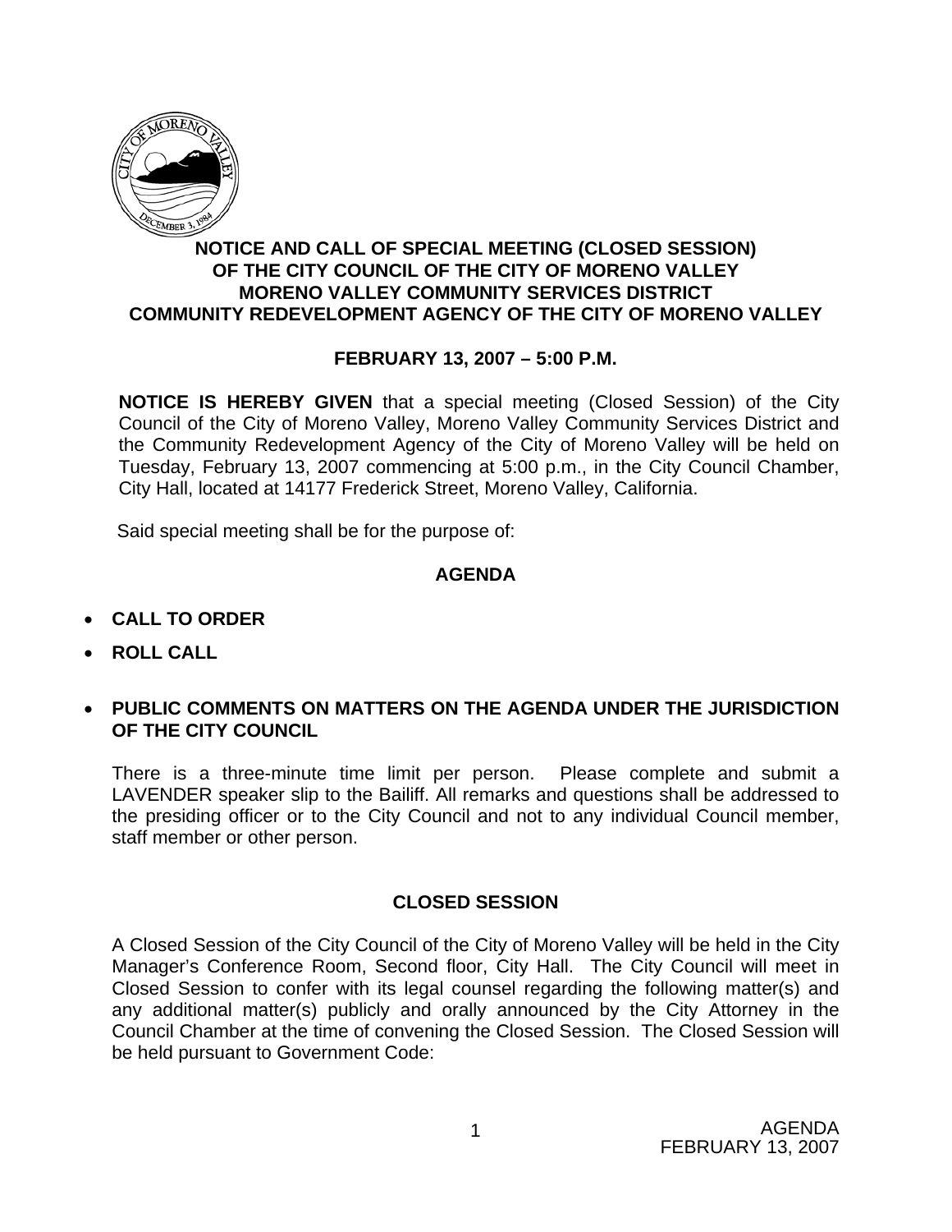# NOTICE AND CALL OF SPECIAL MEETING (CLOSED SESSION) OF THE CITY COUNCIL OF THE CITY OF MORENO VALLEY MORENO VALLEY COMMUNITY SERVICES DISTRICT COMMUNITY REDEVELOPMENT AGENCY OF THE CITY OF MORENO VALLEY

## FEBRUARY 13, 2007 – 5:00 P.M.

**NOTICE IS HEREBY GIVEN** that a special meeting (Closed Session) of the City Council of the City of Moreno Valley, Moreno Valley Community Services District and the Community Redevelopment Agency of the City of Moreno Valley will be held on Tuesday, February 13, 2007 commencing at 5:00 p.m., in the City Council Chamber, City Hall, located at 14177 Frederick Street, Moreno Valley, California.

Said special meeting shall be for the purpose of:

## AGENDA

- **CALL TO ORDER**
- **ROLL CALL**
- **PUBLIC COMMENTS ON MATTERS ON THE AGENDA UNDER THE JURISDICTION OF THE CITY COUNCIL**

There is a three-minute time limit per person. Please complete and submit a LAVENDER speaker slip to the Bailiff. All remarks and questions shall be addressed to the presiding officer or to the City Council and not to any individual Council member, staff member or other person.

## CLOSED SESSION

A Closed Session of the City Council of the City of Moreno Valley will be held in the City Manager's Conference Room, Second floor, City Hall. The City Council will meet in Closed Session to confer with its legal counsel regarding the following matter(s) and any additional matter(s) publicly and orally announced by the City Attorney in the Council Chamber at the time of convening the Closed Session. The Closed Session will be held pursuant to Government Code: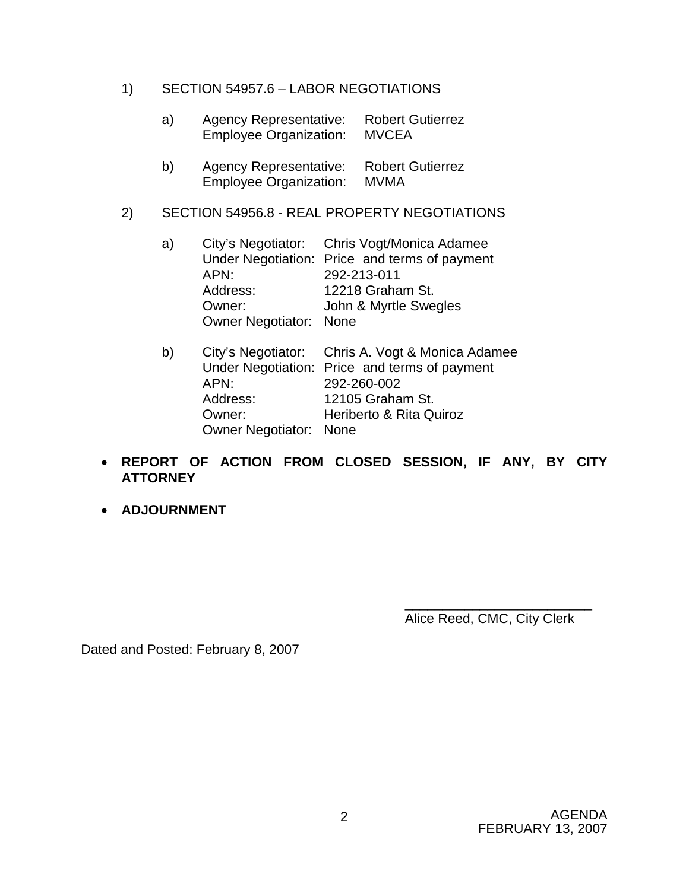1) SECTION 54957.6 – LABOR NEGOTIATIONS

   a) Agency Representative: Robert Gutierrez
      Employee Organization: MVCEA

   b) Agency Representative: Robert Gutierrez
      Employee Organization: MVMA

2) SECTION 54956.8 - REAL PROPERTY NEGOTIATIONS

   a) City's Negotiator: Chris Vogt/Monica Adamee
      Under Negotiation: Price and terms of payment
      APN: 292-213-011
      Address: 12218 Graham St.
      Owner: John & Myrtle Swegles
      Owner Negotiator: None

   b) City's Negotiator: Chris A. Vogt & Monica Adamee
      Under Negotiation: Price and terms of payment
      APN: 292-260-002
      Address: 12105 Graham St.
      Owner: Heriberto & Rita Quiroz
      Owner Negotiator: None

- **REPORT OF ACTION FROM CLOSED SESSION, IF ANY, BY CITY ATTORNEY**

- **ADJOURNMENT**

\_\_\_\_\_\_\_\_\_\_\_\_\_\_\_\_\_\_\_\_\_\_\_\_\_\_
Alice Reed, CMC, City Clerk

Dated and Posted: February 8, 2007